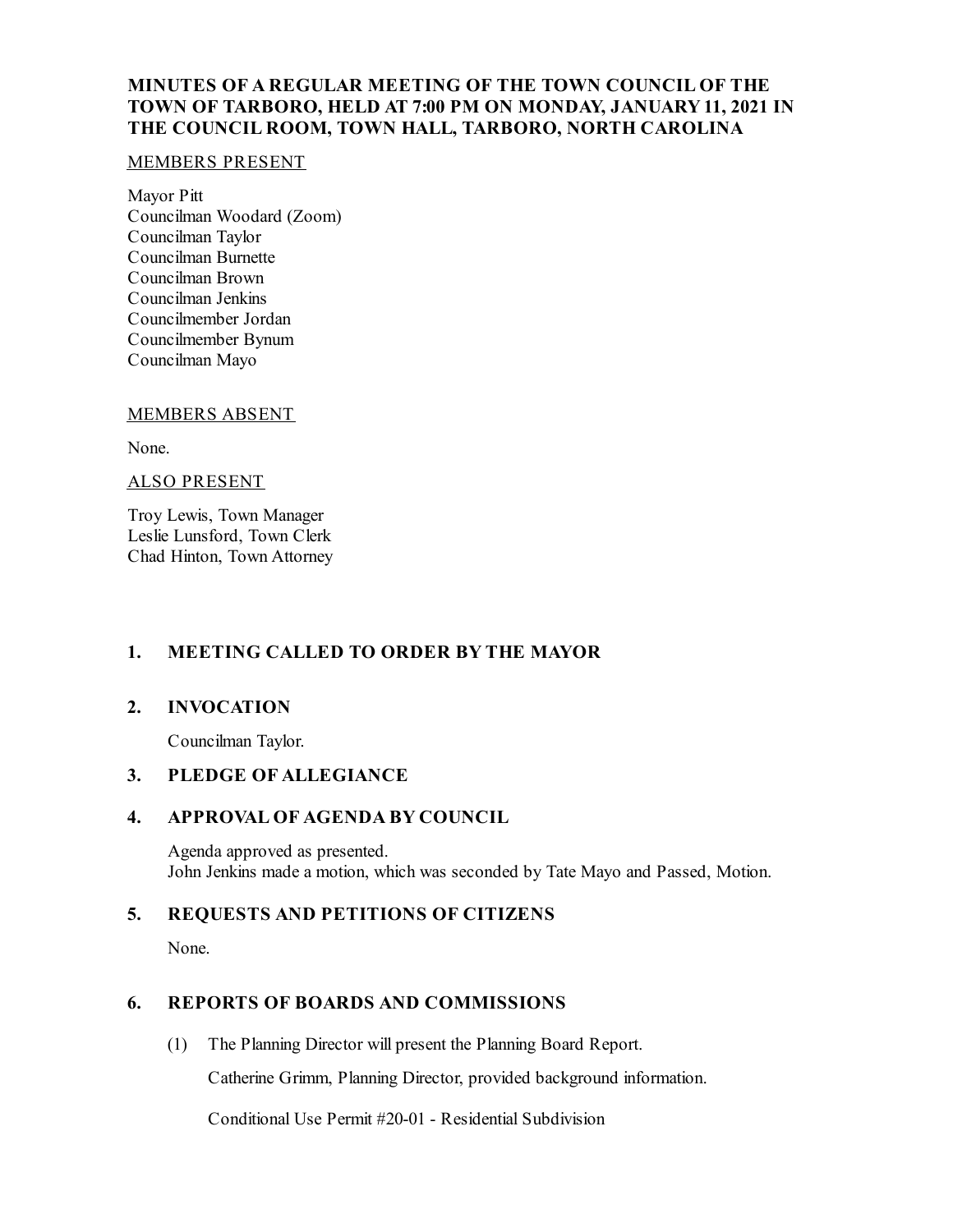# MINUTES OF A REGULAR MEETING OF THE TOWN COUNCIL OF THE TOWN OF TARBORO, HELD AT 7:00 PM ON MONDAY, JANUARY 11, 2021 IN THE COUNCIL ROOM, TOWN HALL, TARBORO, NORTH CAROLINA

MEMBERS PRESENT

Mayor Pitt
Councilman Woodard (Zoom)
Councilman Taylor
Councilman Burnette
Councilman Brown
Councilman Jenkins
Councilmember Jordan
Councilmember Bynum
Councilman Mayo

MEMBERS ABSENT

None.

ALSO PRESENT

Troy Lewis, Town Manager
Leslie Lunsford, Town Clerk
Chad Hinton, Town Attorney

## 1. MEETING CALLED TO ORDER BY THE MAYOR

## 2. INVOCATION

Councilman Taylor.

## 3. PLEDGE OF ALLEGIANCE

## 4. APPROVAL OF AGENDA BY COUNCIL

Agenda approved as presented.
John Jenkins made a motion, which was seconded by Tate Mayo and Passed, Motion.

## 5. REQUESTS AND PETITIONS OF CITIZENS

None.

## 6. REPORTS OF BOARDS AND COMMISSIONS

(1) The Planning Director will present the Planning Board Report.

Catherine Grimm, Planning Director, provided background information.

Conditional Use Permit #20-01 - Residential Subdivision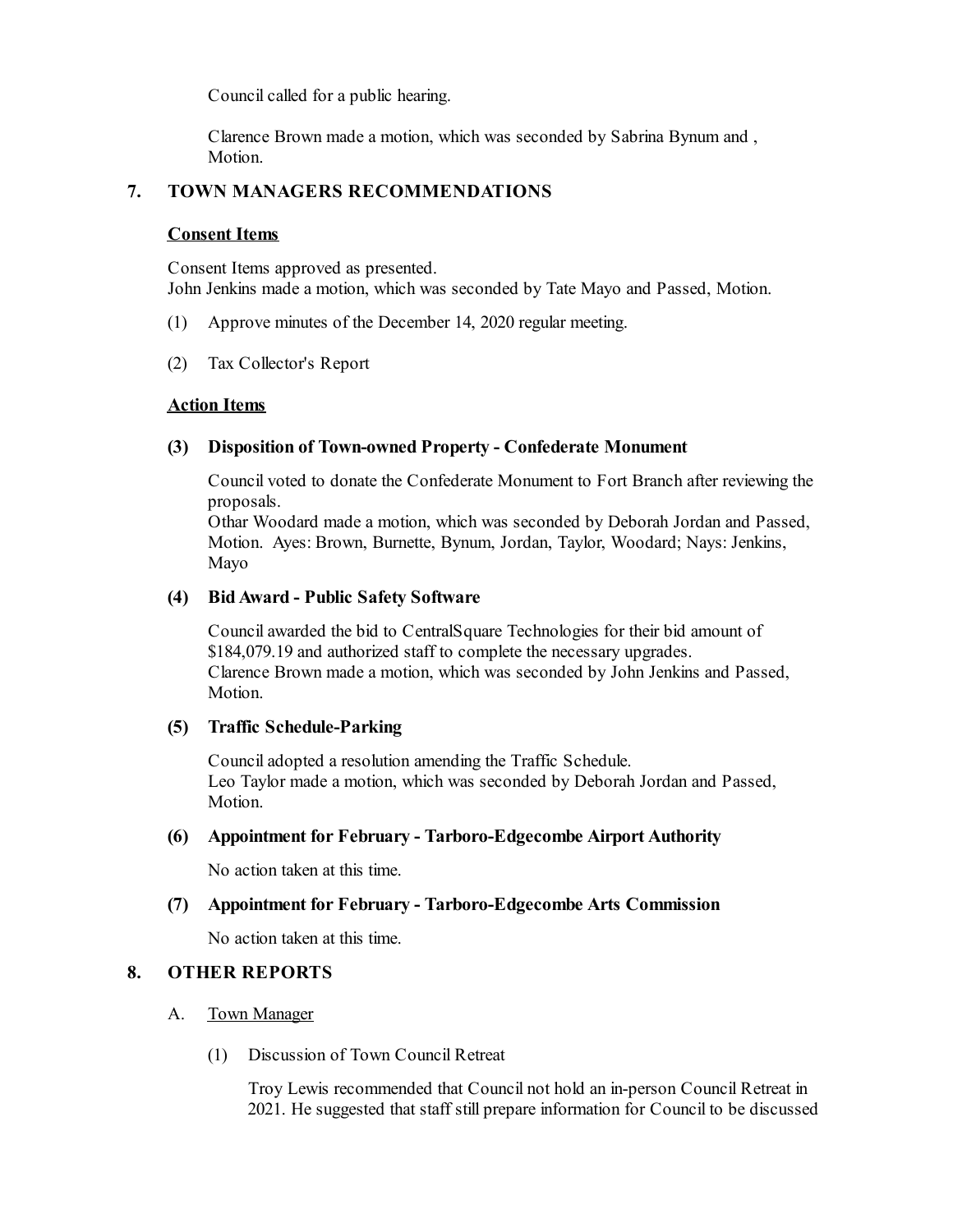Council called for a public hearing.

Clarence Brown made a motion, which was seconded by Sabrina Bynum and , Motion.

## 7. TOWN MANAGERS RECOMMENDATIONS

**Consent Items**

Consent Items approved as presented.
John Jenkins made a motion, which was seconded by Tate Mayo and Passed, Motion.

(1) Approve minutes of the December 14, 2020 regular meeting.

(2) Tax Collector's Report

**Action Items**

**(3) Disposition of Town-owned Property - Confederate Monument**

Council voted to donate the Confederate Monument to Fort Branch after reviewing the proposals.
Othar Woodard made a motion, which was seconded by Deborah Jordan and Passed, Motion. Ayes: Brown, Burnette, Bynum, Jordan, Taylor, Woodard; Nays: Jenkins, Mayo

**(4) Bid Award - Public Safety Software**

Council awarded the bid to CentralSquare Technologies for their bid amount of $184,079.19 and authorized staff to complete the necessary upgrades.
Clarence Brown made a motion, which was seconded by John Jenkins and Passed, Motion.

**(5) Traffic Schedule-Parking**

Council adopted a resolution amending the Traffic Schedule.
Leo Taylor made a motion, which was seconded by Deborah Jordan and Passed, Motion.

**(6) Appointment for February - Tarboro-Edgecombe Airport Authority**

No action taken at this time.

**(7) Appointment for February - Tarboro-Edgecombe Arts Commission**

No action taken at this time.

## 8. OTHER REPORTS

A. Town Manager

(1) Discussion of Town Council Retreat

Troy Lewis recommended that Council not hold an in-person Council Retreat in 2021. He suggested that staff still prepare information for Council to be discussed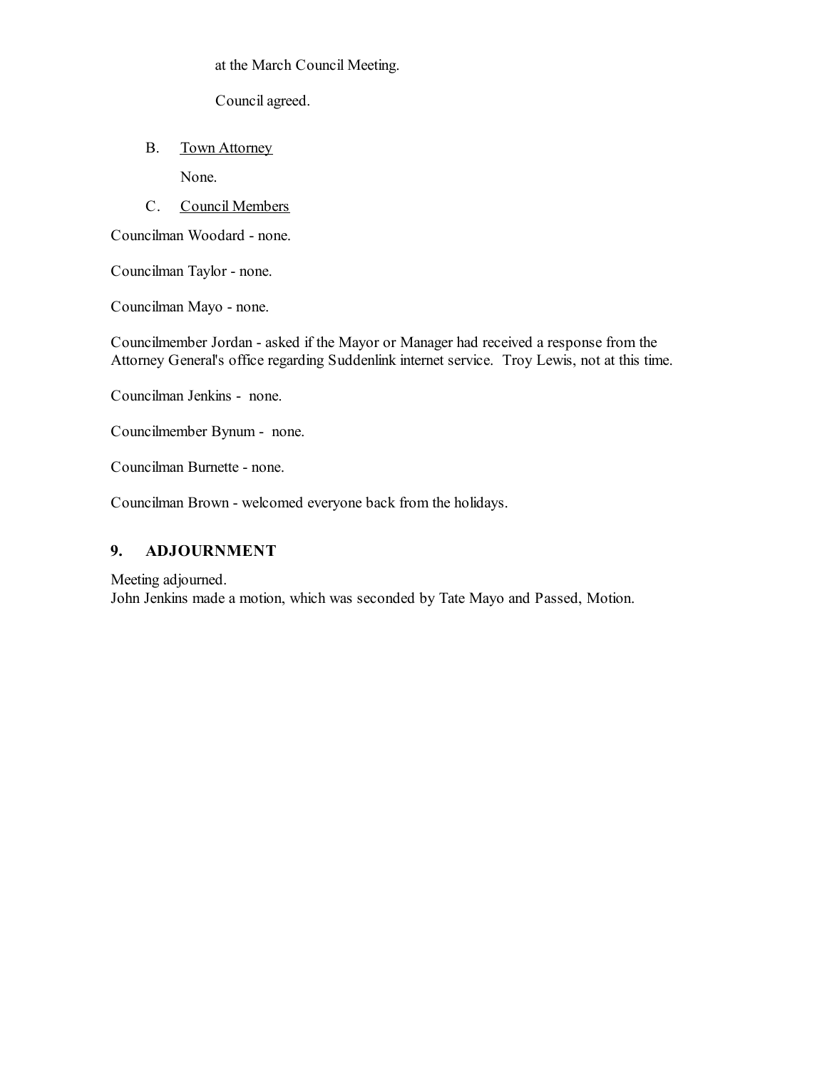at the March Council Meeting.

Council agreed.

B. Town Attorney

None.

C. Council Members

Councilman Woodard - none.

Councilman Taylor - none.

Councilman Mayo - none.

Councilmember Jordan - asked if the Mayor or Manager had received a response from the Attorney General's office regarding Suddenlink internet service. Troy Lewis, not at this time.

Councilman Jenkins - none.

Councilmember Bynum - none.

Councilman Burnette - none.

Councilman Brown - welcomed everyone back from the holidays.

## 9. ADJOURNMENT

Meeting adjourned.
John Jenkins made a motion, which was seconded by Tate Mayo and Passed, Motion.